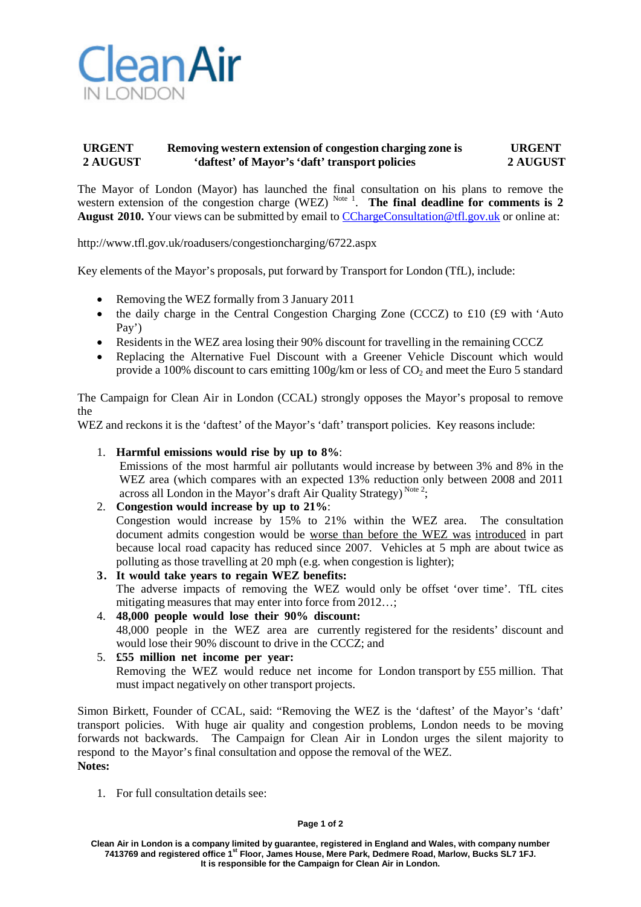Clean Air IN LONDON

**URGENT 2 AUGUST** **Removing western extension of congestion charging zone is 'daftest' of Mayor's 'daft' transport policies** **URGENT 2 AUGUST**

The Mayor of London (Mayor) has launched the final consultation on his plans to remove the western extension of the congestion charge (WEZ) [Note 1]. **The final deadline for comments is 2 August 2010.** Your views can be submitted by email to CChargeConsultation@tfl.gov.uk or online at:

http://www.tfl.gov.uk/roadusers/congestioncharging/6722.aspx

Key elements of the Mayor's proposals, put forward by Transport for London (TfL), include:

- Removing the WEZ formally from 3 January 2011
- the daily charge in the Central Congestion Charging Zone (CCCZ) to £10 (£9 with 'Auto Pay')
- Residents in the WEZ area losing their 90% discount for travelling in the remaining CCCZ
- Replacing the Alternative Fuel Discount with a Greener Vehicle Discount which would provide a 100% discount to cars emitting 100g/km or less of $CO_2$ and meet the Euro 5 standard

The Campaign for Clean Air in London (CCAL) strongly opposes the Mayor's proposal to remove the WEZ and reckons it is the 'daftest' of the Mayor's 'daft' transport policies. Key reasons include:

1. **Harmful emissions would rise by up to 8%**:
   Emissions of the most harmful air pollutants would increase by between 3% and 8% in the WEZ area (which compares with an expected 13% reduction only between 2008 and 2011 across all London in the Mayor's draft Air Quality Strategy) [Note 2];
2. **Congestion would increase by up to 21%**:
   Congestion would increase by 15% to 21% within the WEZ area. The consultation document admits congestion would be worse than before the WEZ was introduced in part because local road capacity has reduced since 2007. Vehicles at 5 mph are about twice as polluting as those travelling at 20 mph (e.g. when congestion is lighter);
3. **It would take years to regain WEZ benefits:**
   The adverse impacts of removing the WEZ would only be offset 'over time'. TfL cites mitigating measures that may enter into force from 2012…;
4. **48,000 people would lose their 90% discount:**
   48,000 people in the WEZ area are currently registered for the residents' discount and would lose their 90% discount to drive in the CCCZ; and
5. **£55 million net income per year:**
   Removing the WEZ would reduce net income for London transport by £55 million. That must impact negatively on other transport projects.

Simon Birkett, Founder of CCAL, said: "Removing the WEZ is the 'daftest' of the Mayor's 'daft' transport policies. With huge air quality and congestion problems, London needs to be moving forwards not backwards. The Campaign for Clean Air in London urges the silent majority to respond to the Mayor's final consultation and oppose the removal of the WEZ.

**Notes:**

1. For full consultation details see:

Clean Air in London is a company limited by guarantee, registered in England and Wales, with company number 7413769 and registered office 1st Floor, James House, Mere Park, Dedmere Road, Marlow, Bucks SL7 1FJ. It is responsible for the Campaign for Clean Air in London.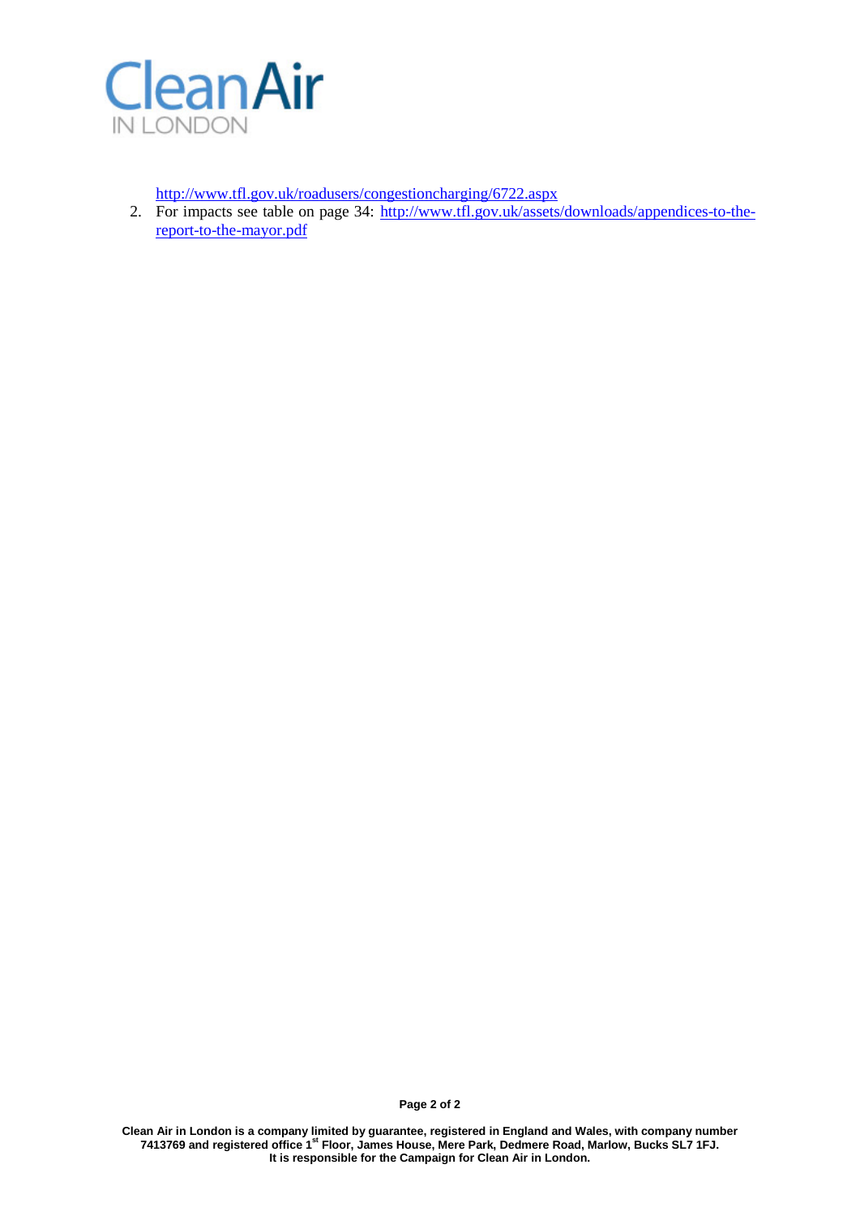http://www.tfl.gov.uk/roadusers/congestioncharging/6722.aspx

2. For impacts see table on page 34: http://www.tfl.gov.uk/assets/downloads/appendices-to-the-report-to-the-mayor.pdf

Clean Air in London is a company limited by guarantee, registered in England and Wales, with company number 7413769 and registered office 1st Floor, James House, Mere Park, Dedmere Road, Marlow, Bucks SL7 1FJ. It is responsible for the Campaign for Clean Air in London.